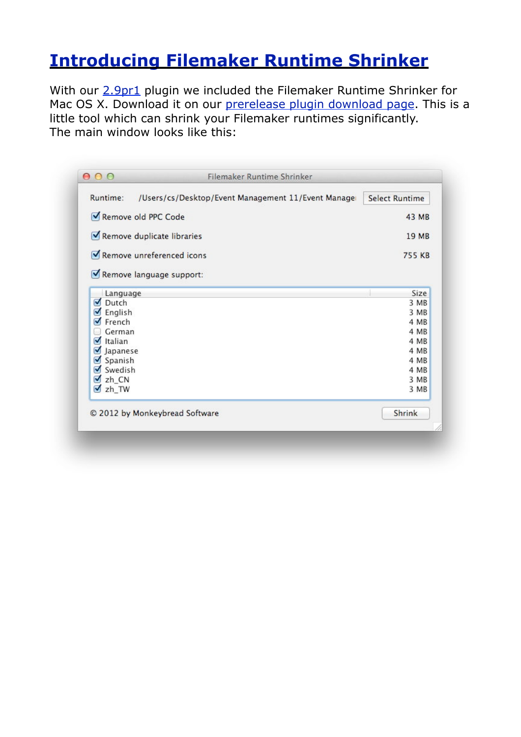# Introducing Filemaker Runtime Shrinker

With our 2.9pr1 plugin we included the Filemaker Runtime Shrinker for Mac OS X. Download it on our prerelease plugin download page. This is a little tool which can shrink your Filemaker runtimes significantly.
The main window looks like this: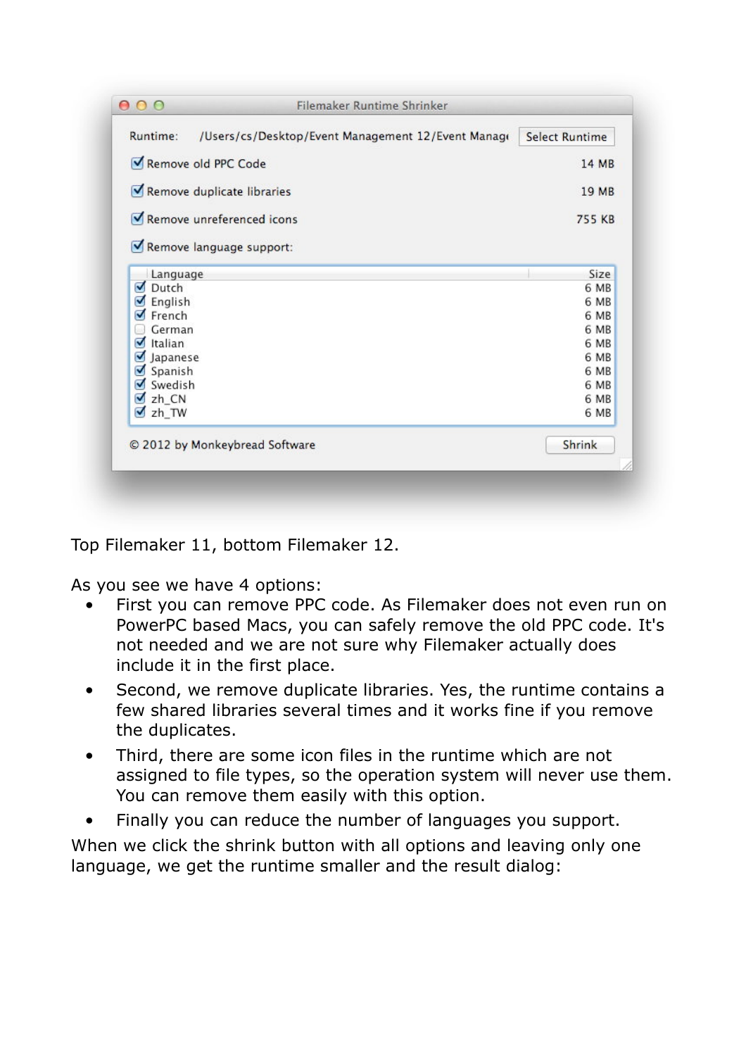Filemaker Runtime Shrinker

Runtime: /Users/cs/Desktop/Event Management 12/Event Manage [Select Runtime]

- [x] Remove old PPC Code — 14 MB
- [x] Remove duplicate libraries — 19 MB
- [x] Remove unreferenced icons — 755 KB
- [x] Remove language support:

| | Language | Size |
|---|---|---|
| [x] | Dutch | 6 MB |
| [x] | English | 6 MB |
| [x] | French | 6 MB |
| [ ] | German | 6 MB |
| [x] | Italian | 6 MB |
| [x] | Japanese | 6 MB |
| [x] | Spanish | 6 MB |
| [x] | Swedish | 6 MB |
| [x] | zh_CN | 6 MB |
| [x] | zh_TW | 6 MB |

© 2012 by Monkeybread Software [Shrink]

Top Filemaker 11, bottom Filemaker 12.

As you see we have 4 options:

- First you can remove PPC code. As Filemaker does not even run on PowerPC based Macs, you can safely remove the old PPC code. It's not needed and we are not sure why Filemaker actually does include it in the first place.
- Second, we remove duplicate libraries. Yes, the runtime contains a few shared libraries several times and it works fine if you remove the duplicates.
- Third, there are some icon files in the runtime which are not assigned to file types, so the operation system will never use them. You can remove them easily with this option.
- Finally you can reduce the number of languages you support.

When we click the shrink button with all options and leaving only one language, we get the runtime smaller and the result dialog: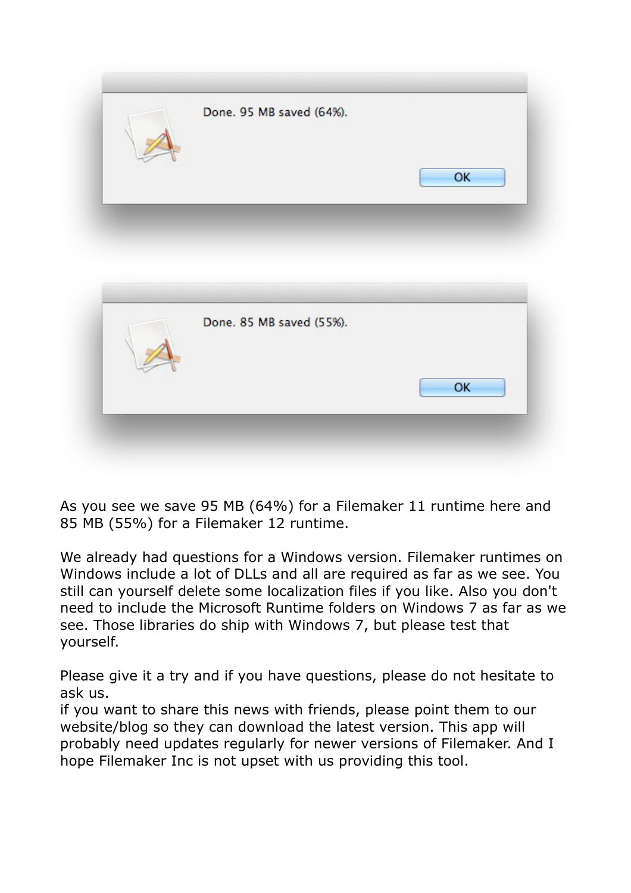Done. 95 MB saved (64%).

OK

Done. 85 MB saved (55%).

OK

As you see we save 95 MB (64%) for a Filemaker 11 runtime here and 85 MB (55%) for a Filemaker 12 runtime.

We already had questions for a Windows version. Filemaker runtimes on Windows include a lot of DLLs and all are required as far as we see. You still can yourself delete some localization files if you like. Also you don't need to include the Microsoft Runtime folders on Windows 7 as far as we see. Those libraries do ship with Windows 7, but please test that yourself.

Please give it a try and if you have questions, please do not hesitate to ask us.
if you want to share this news with friends, please point them to our website/blog so they can download the latest version. This app will probably need updates regularly for newer versions of Filemaker. And I hope Filemaker Inc is not upset with us providing this tool.